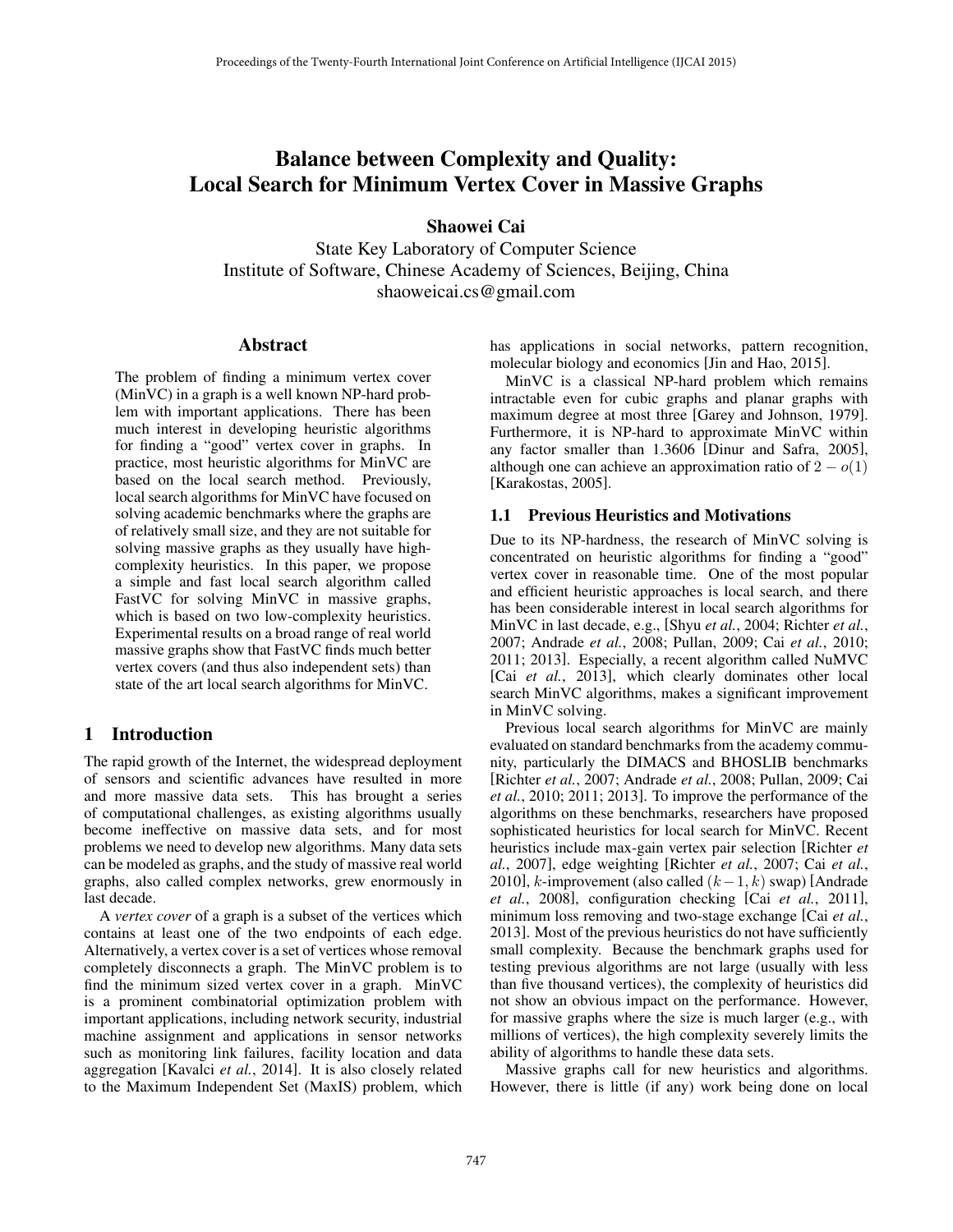# Balance between Complexity and Quality: Local Search for Minimum Vertex Cover in Massive Graphs

**Shaowei Cai**

State Key Laboratory of Computer Science
Institute of Software, Chinese Academy of Sciences, Beijing, China
shaoweicai.cs@gmail.com

## Abstract

The problem of finding a minimum vertex cover (MinVC) in a graph is a well known NP-hard problem with important applications. There has been much interest in developing heuristic algorithms for finding a "good" vertex cover in graphs. In practice, most heuristic algorithms for MinVC are based on the local search method. Previously, local search algorithms for MinVC have focused on solving academic benchmarks where the graphs are of relatively small size, and they are not suitable for solving massive graphs as they usually have high-complexity heuristics. In this paper, we propose a simple and fast local search algorithm called FastVC for solving MinVC in massive graphs, which is based on two low-complexity heuristics. Experimental results on a broad range of real world massive graphs show that FastVC finds much better vertex covers (and thus also independent sets) than state of the art local search algorithms for MinVC.

## 1 Introduction

The rapid growth of the Internet, the widespread deployment of sensors and scientific advances have resulted in more and more massive data sets. This has brought a series of computational challenges, as existing algorithms usually become ineffective on massive data sets, and for most problems we need to develop new algorithms. Many data sets can be modeled as graphs, and the study of massive real world graphs, also called complex networks, grew enormously in last decade.

A *vertex cover* of a graph is a subset of the vertices which contains at least one of the two endpoints of each edge. Alternatively, a vertex cover is a set of vertices whose removal completely disconnects a graph. The MinVC problem is to find the minimum sized vertex cover in a graph. MinVC is a prominent combinatorial optimization problem with important applications, including network security, industrial machine assignment and applications in sensor networks such as monitoring link failures, facility location and data aggregation [Kavalci *et al.*, 2014]. It is also closely related to the Maximum Independent Set (MaxIS) problem, which has applications in social networks, pattern recognition, molecular biology and economics [Jin and Hao, 2015].

MinVC is a classical NP-hard problem which remains intractable even for cubic graphs and planar graphs with maximum degree at most three [Garey and Johnson, 1979]. Furthermore, it is NP-hard to approximate MinVC within any factor smaller than 1.3606 [Dinur and Safra, 2005], although one can achieve an approximation ratio of $2 - o(1)$ [Karakostas, 2005].

### 1.1 Previous Heuristics and Motivations

Due to its NP-hardness, the research of MinVC solving is concentrated on heuristic algorithms for finding a "good" vertex cover in reasonable time. One of the most popular and efficient heuristic approaches is local search, and there has been considerable interest in local search algorithms for MinVC in last decade, e.g., [Shyu *et al.*, 2004; Richter *et al.*, 2007; Andrade *et al.*, 2008; Pullan, 2009; Cai *et al.*, 2010; 2011; 2013]. Especially, a recent algorithm called NuMVC [Cai *et al.*, 2013], which clearly dominates other local search MinVC algorithms, makes a significant improvement in MinVC solving.

Previous local search algorithms for MinVC are mainly evaluated on standard benchmarks from the academy community, particularly the DIMACS and BHOSLIB benchmarks [Richter *et al.*, 2007; Andrade *et al.*, 2008; Pullan, 2009; Cai *et al.*, 2010; 2011; 2013]. To improve the performance of the algorithms on these benchmarks, researchers have proposed sophisticated heuristics for local search for MinVC. Recent heuristics include max-gain vertex pair selection [Richter *et al.*, 2007], edge weighting [Richter *et al.*, 2007; Cai *et al.*, 2010], $k$-improvement (also called $(k-1, k)$ swap) [Andrade *et al.*, 2008], configuration checking [Cai *et al.*, 2011], minimum loss removing and two-stage exchange [Cai *et al.*, 2013]. Most of the previous heuristics do not have sufficiently small complexity. Because the benchmark graphs used for testing previous algorithms are not large (usually with less than five thousand vertices), the complexity of heuristics did not show an obvious impact on the performance. However, for massive graphs where the size is much larger (e.g., with millions of vertices), the high complexity severely limits the ability of algorithms to handle these data sets.

Massive graphs call for new heuristics and algorithms. However, there is little (if any) work being done on local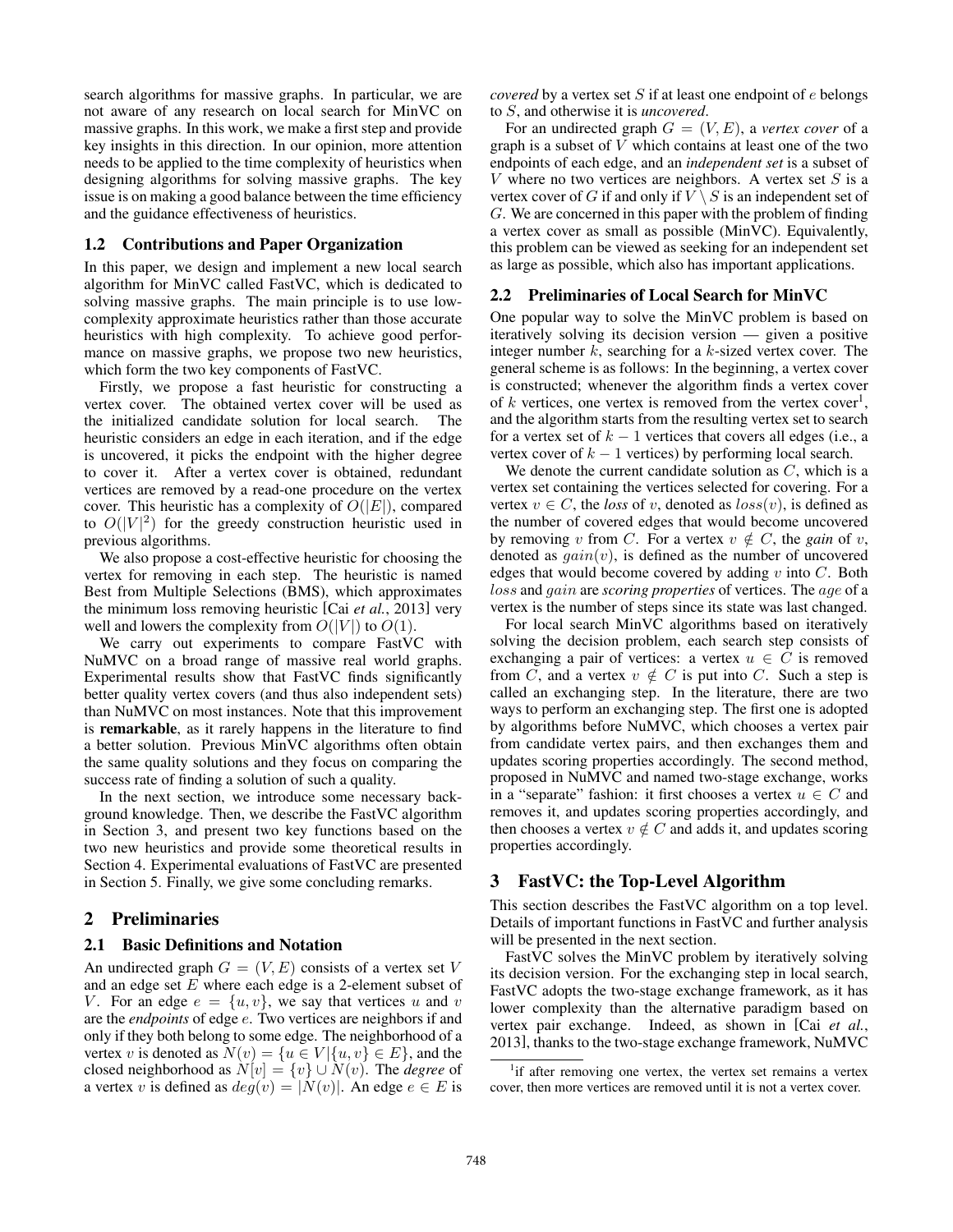search algorithms for massive graphs. In particular, we are not aware of any research on local search for MinVC on massive graphs. In this work, we make a first step and provide key insights in this direction. In our opinion, more attention needs to be applied to the time complexity of heuristics when designing algorithms for solving massive graphs. The key issue is on making a good balance between the time efficiency and the guidance effectiveness of heuristics.

### 1.2 Contributions and Paper Organization

In this paper, we design and implement a new local search algorithm for MinVC called FastVC, which is dedicated to solving massive graphs. The main principle is to use low-complexity approximate heuristics rather than those accurate heuristics with high complexity. To achieve good performance on massive graphs, we propose two new heuristics, which form the two key components of FastVC.

Firstly, we propose a fast heuristic for constructing a vertex cover. The obtained vertex cover will be used as the initialized candidate solution for local search. The heuristic considers an edge in each iteration, and if the edge is uncovered, it picks the endpoint with the higher degree to cover it. After a vertex cover is obtained, redundant vertices are removed by a read-one procedure on the vertex cover. This heuristic has a complexity of $O(|E|)$, compared to $O(|V|^2)$ for the greedy construction heuristic used in previous algorithms.

We also propose a cost-effective heuristic for choosing the vertex for removing in each step. The heuristic is named Best from Multiple Selections (BMS), which approximates the minimum loss removing heuristic [Cai *et al.*, 2013] very well and lowers the complexity from $O(|V|)$ to $O(1)$.

We carry out experiments to compare FastVC with NuMVC on a broad range of massive real world graphs. Experimental results show that FastVC finds significantly better quality vertex covers (and thus also independent sets) than NuMVC on most instances. Note that this improvement is **remarkable**, as it rarely happens in the literature to find a better solution. Previous MinVC algorithms often obtain the same quality solutions and they focus on comparing the success rate of finding a solution of such a quality.

In the next section, we introduce some necessary background knowledge. Then, we describe the FastVC algorithm in Section 3, and present two key functions based on the two new heuristics and provide some theoretical results in Section 4. Experimental evaluations of FastVC are presented in Section 5. Finally, we give some concluding remarks.

## 2 Preliminaries

### 2.1 Basic Definitions and Notation

An undirected graph $G = (V, E)$ consists of a vertex set $V$ and an edge set $E$ where each edge is a 2-element subset of $V$. For an edge $e = \{u, v\}$, we say that vertices $u$ and $v$ are the *endpoints* of edge $e$. Two vertices are neighbors if and only if they both belong to some edge. The neighborhood of a vertex $v$ is denoted as $N(v) = \{u \in V | \{u, v\} \in E\}$, and the closed neighborhood as $N[v] = \{v\} \cup N(v)$. The *degree* of a vertex $v$ is defined as $deg(v) = |N(v)|$. An edge $e \in E$ is *covered* by a vertex set $S$ if at least one endpoint of $e$ belongs to $S$, and otherwise it is *uncovered*.

For an undirected graph $G = (V, E)$, a *vertex cover* of a graph is a subset of $V$ which contains at least one of the two endpoints of each edge, and an *independent set* is a subset of $V$ where no two vertices are neighbors. A vertex set $S$ is a vertex cover of $G$ if and only if $V \setminus S$ is an independent set of $G$. We are concerned in this paper with the problem of finding a vertex cover as small as possible (MinVC). Equivalently, this problem can be viewed as seeking for an independent set as large as possible, which also has important applications.

### 2.2 Preliminaries of Local Search for MinVC

One popular way to solve the MinVC problem is based on iteratively solving its decision version — given a positive integer number $k$, searching for a $k$-sized vertex cover. The general scheme is as follows: In the beginning, a vertex cover is constructed; whenever the algorithm finds a vertex cover of $k$ vertices, one vertex is removed from the vertex cover[1], and the algorithm starts from the resulting vertex set to search for a vertex set of $k-1$ vertices that covers all edges (i.e., a vertex cover of $k-1$ vertices) by performing local search.

We denote the current candidate solution as $C$, which is a vertex set containing the vertices selected for covering. For a vertex $v \in C$, the *loss* of $v$, denoted as $loss(v)$, is defined as the number of covered edges that would become uncovered by removing $v$ from $C$. For a vertex $v \notin C$, the *gain* of $v$, denoted as $gain(v)$, is defined as the number of uncovered edges that would become covered by adding $v$ into $C$. Both $loss$ and $gain$ are *scoring properties* of vertices. The $age$ of a vertex is the number of steps since its state was last changed.

For local search MinVC algorithms based on iteratively solving the decision problem, each search step consists of exchanging a pair of vertices: a vertex $u \in C$ is removed from $C$, and a vertex $v \notin C$ is put into $C$. Such a step is called an exchanging step. In the literature, there are two ways to perform an exchanging step. The first one is adopted by algorithms before NuMVC, which chooses a vertex pair from candidate vertex pairs, and then exchanges them and updates scoring properties accordingly. The second method, proposed in NuMVC and named two-stage exchange, works in a "separate" fashion: it first chooses a vertex $u \in C$ and removes it, and updates scoring properties accordingly, and then chooses a vertex $v \notin C$ and adds it, and updates scoring properties accordingly.

## 3 FastVC: the Top-Level Algorithm

This section describes the FastVC algorithm on a top level. Details of important functions in FastVC and further analysis will be presented in the next section.

FastVC solves the MinVC problem by iteratively solving its decision version. For the exchanging step in local search, FastVC adopts the two-stage exchange framework, as it has lower complexity than the alternative paradigm based on vertex pair exchange. Indeed, as shown in [Cai *et al.*, 2013], thanks to the two-stage exchange framework, NuMVC

[1] if after removing one vertex, the vertex set remains a vertex cover, then more vertices are removed until it is not a vertex cover.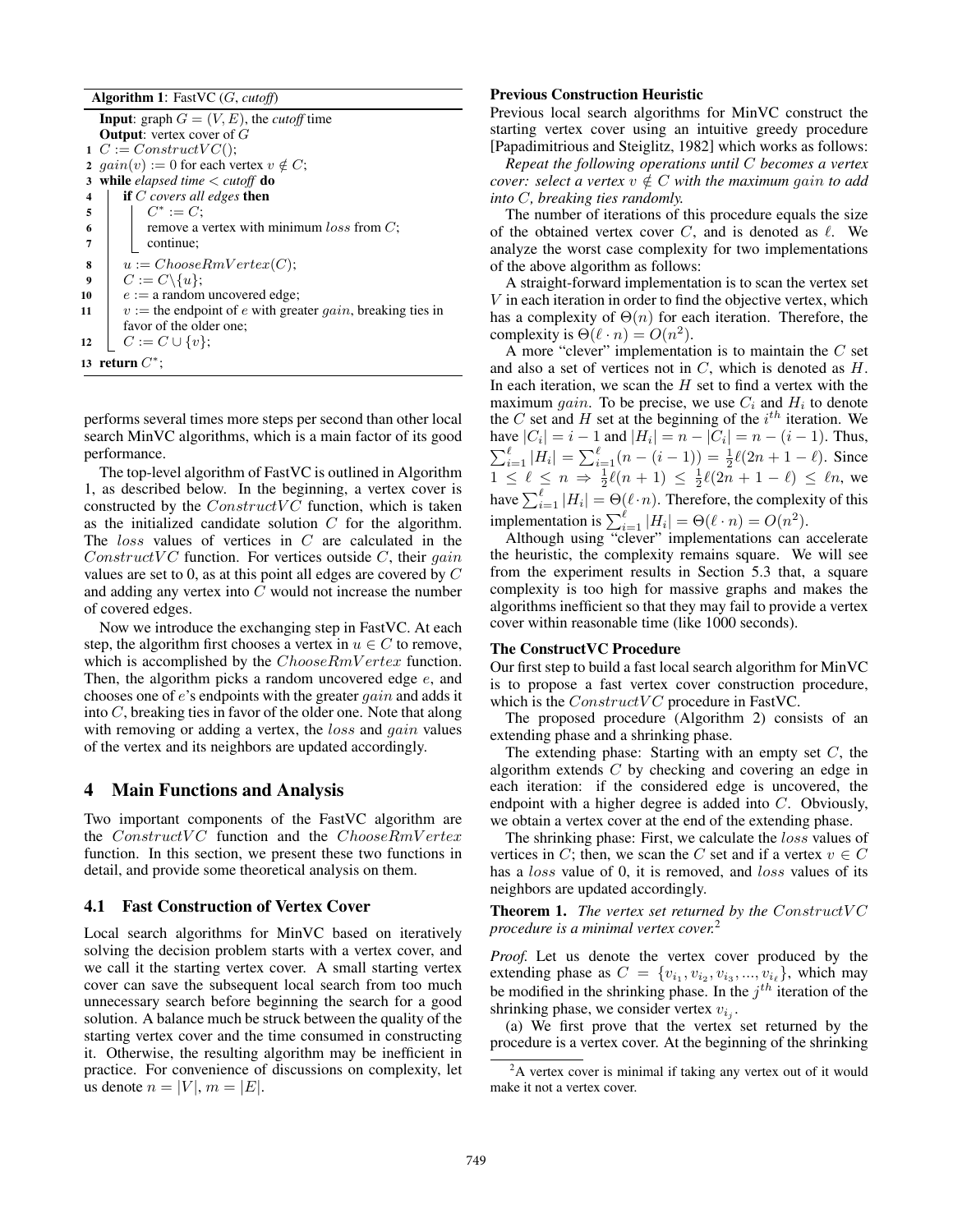**Algorithm 1**: FastVC ($G$, *cutoff*)

```
   Input: graph G = (V, E), the cutoff time
   Output: vertex cover of G
1  C := ConstructVC();
2  gain(v) := 0 for each vertex v ∉ C;
3  while elapsed time < cutoff do
4      if C covers all edges then
5          C* := C;
6          remove a vertex with minimum loss from C;
7          continue;
8      u := ChooseRmVertex(C);
9      C := C\{u};
10     e := a random uncovered edge;
11     v := the endpoint of e with greater gain, breaking ties in
       favor of the older one;
12     C := C ∪ {v};
13 return C*;
```

performs several times more steps per second than other local search MinVC algorithms, which is a main factor of its good performance.

The top-level algorithm of FastVC is outlined in Algorithm 1, as described below. In the beginning, a vertex cover is constructed by the $ConstructVC$ function, which is taken as the initialized candidate solution $C$ for the algorithm. The $loss$ values of vertices in $C$ are calculated in the $ConstructVC$ function. For vertices outside $C$, their $gain$ values are set to 0, as at this point all edges are covered by $C$ and adding any vertex into $C$ would not increase the number of covered edges.

Now we introduce the exchanging step in FastVC. At each step, the algorithm first chooses a vertex in $u \in C$ to remove, which is accomplished by the $ChooseRmVertex$ function. Then, the algorithm picks a random uncovered edge $e$, and chooses one of $e$'s endpoints with the greater $gain$ and adds it into $C$, breaking ties in favor of the older one. Note that along with removing or adding a vertex, the $loss$ and $gain$ values of the vertex and its neighbors are updated accordingly.

## 4 Main Functions and Analysis

Two important components of the FastVC algorithm are the $ConstructVC$ function and the $ChooseRmVertex$ function. In this section, we present these two functions in detail, and provide some theoretical analysis on them.

### 4.1 Fast Construction of Vertex Cover

Local search algorithms for MinVC based on iteratively solving the decision problem starts with a vertex cover, and we call it the starting vertex cover. A small starting vertex cover can save the subsequent local search from too much unnecessary search before beginning the search for a good solution. A balance much be struck between the quality of the starting vertex cover and the time consumed in constructing it. Otherwise, the resulting algorithm may be inefficient in practice. For convenience of discussions on complexity, let us denote $n = |V|$, $m = |E|$.

**Previous Construction Heuristic**

Previous local search algorithms for MinVC construct the starting vertex cover using an intuitive greedy procedure [Papadimitriou and Steiglitz, 1982] which works as follows:

*Repeat the following operations until $C$ becomes a vertex cover: select a vertex $v \notin C$ with the maximum $gain$ to add into $C$, breaking ties randomly.*

The number of iterations of this procedure equals the size of the obtained vertex cover $C$, and is denoted as $\ell$. We analyze the worst case complexity for two implementations of the above algorithm as follows:

A straight-forward implementation is to scan the vertex set $V$ in each iteration in order to find the objective vertex, which has a complexity of $\Theta(n)$ for each iteration. Therefore, the complexity is $\Theta(\ell \cdot n) = O(n^2)$.

A more "clever" implementation is to maintain the $C$ set and also a set of vertices not in $C$, which is denoted as $H$. In each iteration, we scan the $H$ set to find a vertex with the maximum $gain$. To be precise, we use $C_i$ and $H_i$ to denote the $C$ set and $H$ set at the beginning of the $i^{th}$ iteration. We have $|C_i| = i - 1$ and $|H_i| = n - |C_i| = n - (i - 1)$. Thus, $\sum_{i=1}^{\ell} |H_i| = \sum_{i=1}^{\ell}(n - (i - 1)) = \frac{1}{2}\ell(2n + 1 - \ell)$. Since $1 \leq \ell \leq n \Rightarrow \frac{1}{2}\ell(n + 1) \leq \frac{1}{2}\ell(2n + 1 - \ell) \leq \ell n$, we have $\sum_{i=1}^{\ell} |H_i| = \Theta(\ell \cdot n)$. Therefore, the complexity of this implementation is $\sum_{i=1}^{\ell} |H_i| = \Theta(\ell \cdot n) = O(n^2)$.

Although using "clever" implementations can accelerate the heuristic, the complexity remains square. We will see from the experiment results in Section 5.3 that, a square complexity is too high for massive graphs and makes the algorithms inefficient so that they may fail to provide a vertex cover within reasonable time (like 1000 seconds).

**The ConstructVC Procedure**

Our first step to build a fast local search algorithm for MinVC is to propose a fast vertex cover construction procedure, which is the $ConstructVC$ procedure in FastVC.

The proposed procedure (Algorithm 2) consists of an extending phase and a shrinking phase.

The extending phase: Starting with an empty set $C$, the algorithm extends $C$ by checking and covering an edge in each iteration: if the considered edge is uncovered, the endpoint with a higher degree is added into $C$. Obviously, we obtain a vertex cover at the end of the extending phase.

The shrinking phase: First, we calculate the $loss$ values of vertices in $C$; then, we scan the $C$ set and if a vertex $v \in C$ has a $loss$ value of 0, it is removed, and $loss$ values of its neighbors are updated accordingly.

**Theorem 1.** *The vertex set returned by the $ConstructVC$ procedure is a minimal vertex cover.*[2]

*Proof.* Let us denote the vertex cover produced by the extending phase as $C = \{v_{i_1}, v_{i_2}, v_{i_3}, ..., v_{i_\ell}\}$, which may be modified in the shrinking phase. In the $j^{th}$ iteration of the shrinking phase, we consider vertex $v_{i_j}$.

(a) We first prove that the vertex set returned by the procedure is a vertex cover. At the beginning of the shrinking

[2] A vertex cover is minimal if taking any vertex out of it would make it not a vertex cover.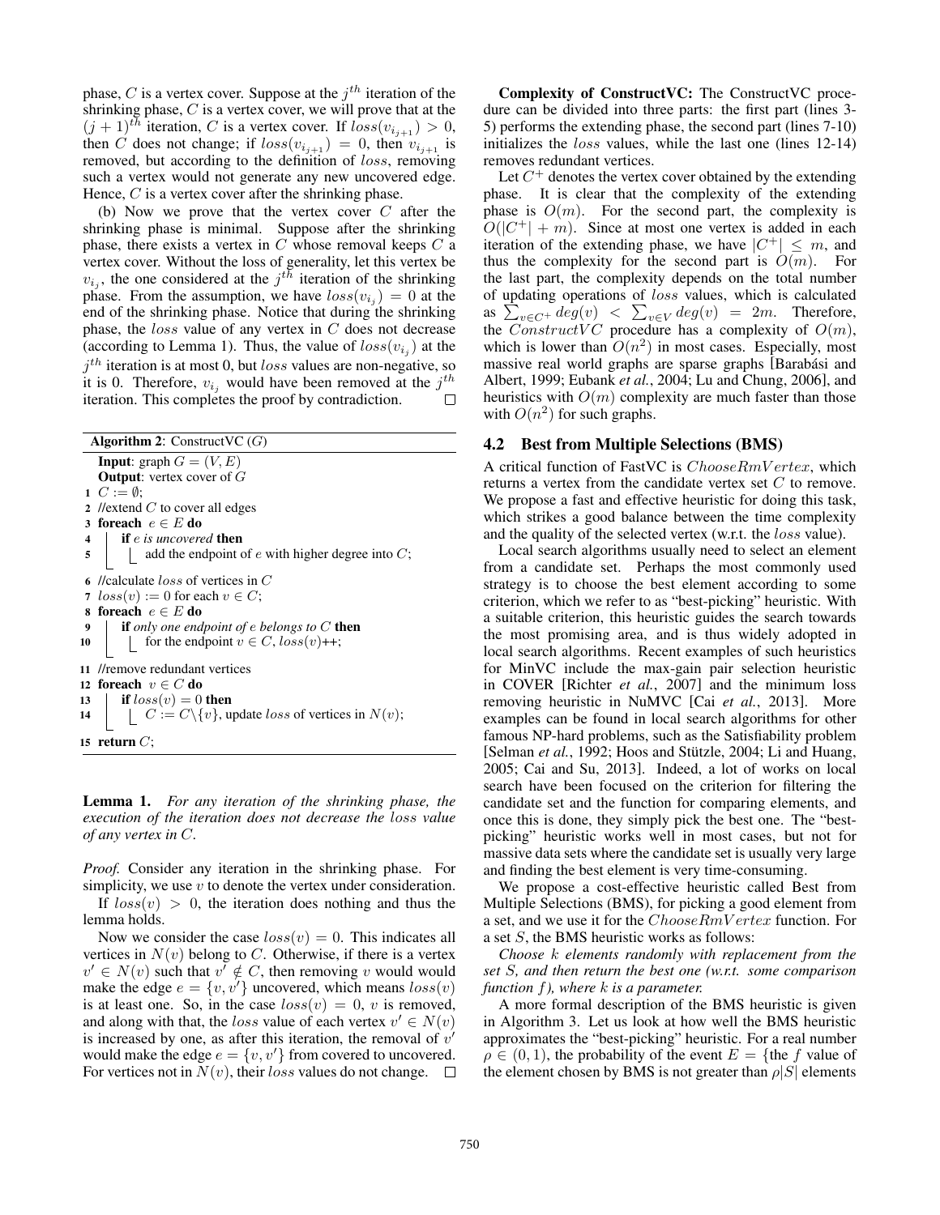phase, $C$ is a vertex cover. Suppose at the $j^{th}$ iteration of the shrinking phase, $C$ is a vertex cover, we will prove that at the $(j+1)^{th}$ iteration, $C$ is a vertex cover. If $loss(v_{i_{j+1}}) > 0$, then $C$ does not change; if $loss(v_{i_{j+1}}) = 0$, then $v_{i_{j+1}}$ is removed, but according to the definition of $loss$, removing such a vertex would not generate any new uncovered edge. Hence, $C$ is a vertex cover after the shrinking phase.

(b) Now we prove that the vertex cover $C$ after the shrinking phase is minimal. Suppose after the shrinking phase, there exists a vertex in $C$ whose removal keeps $C$ a vertex cover. Without the loss of generality, let this vertex be $v_{i_j}$, the one considered at the $j^{th}$ iteration of the shrinking phase. From the assumption, we have $loss(v_{i_j}) = 0$ at the end of the shrinking phase. Notice that during the shrinking phase, the $loss$ value of any vertex in $C$ does not decrease (according to Lemma 1). Thus, the value of $loss(v_{i_j})$ at the $j^{th}$ iteration is at most 0, but $loss$ values are non-negative, so it is 0. Therefore, $v_{i_j}$ would have been removed at the $j^{th}$ iteration. This completes the proof by contradiction. □

**Algorithm 2**: ConstructVC ($G$)

```
   Input: graph G = (V, E)
   Output: vertex cover of G
1  C := ∅;
2  //extend C to cover all edges
3  foreach e ∈ E do
4      if e is uncovered then
5          add the endpoint of e with higher degree into C;
6  //calculate loss of vertices in C
7  loss(v) := 0 for each v ∈ C;
8  foreach e ∈ E do
9      if only one endpoint of e belongs to C then
10         for the endpoint v ∈ C, loss(v)++;
11 //remove redundant vertices
12 foreach v ∈ C do
13     if loss(v) = 0 then
14         C := C\{v}, update loss of vertices in N(v);
15 return C;
```

**Lemma 1.** *For any iteration of the shrinking phase, the execution of the iteration does not decrease the $loss$ value of any vertex in $C$.*

*Proof.* Consider any iteration in the shrinking phase. For simplicity, we use $v$ to denote the vertex under consideration.

If $loss(v) > 0$, the iteration does nothing and thus the lemma holds.

Now we consider the case $loss(v) = 0$. This indicates all vertices in $N(v)$ belong to $C$. Otherwise, if there is a vertex $v' \in N(v)$ such that $v' \notin C$, then removing $v$ would would make the edge $e = \{v, v'\}$ uncovered, which means $loss(v)$ is at least one. So, in the case $loss(v) = 0$, $v$ is removed, and along with that, the $loss$ value of each vertex $v' \in N(v)$ is increased by one, as after this iteration, the removal of $v'$ would make the edge $e = \{v, v'\}$ from covered to uncovered. For vertices not in $N(v)$, their $loss$ values do not change. □

**Complexity of ConstructVC:** The ConstructVC procedure can be divided into three parts: the first part (lines 3-5) performs the extending phase, the second part (lines 7-10) initializes the $loss$ values, while the last one (lines 12-14) removes redundant vertices.

Let $C^+$ denotes the vertex cover obtained by the extending phase. It is clear that the complexity of the extending phase is $O(m)$. For the second part, the complexity is $O(|C^+| + m)$. Since at most one vertex is added in each iteration of the extending phase, we have $|C^+| \leq m$, and thus the complexity for the second part is $O(m)$. For the last part, the complexity depends on the total number of updating operations of $loss$ values, which is calculated as $\sum_{v \in C^+} deg(v) < \sum_{v \in V} deg(v) = 2m$. Therefore, the $ConstructVC$ procedure has a complexity of $O(m)$, which is lower than $O(n^2)$ in most cases. Especially, most massive real world graphs are sparse graphs [Barabási and Albert, 1999; Eubank *et al.*, 2004; Lu and Chung, 2006], and heuristics with $O(m)$ complexity are much faster than those with $O(n^2)$ for such graphs.

## 4.2 Best from Multiple Selections (BMS)

A critical function of FastVC is $ChooseRmVertex$, which returns a vertex from the candidate vertex set $C$ to remove. We propose a fast and effective heuristic for doing this task, which strikes a good balance between the time complexity and the quality of the selected vertex (w.r.t. the $loss$ value).

Local search algorithms usually need to select an element from a candidate set. Perhaps the most commonly used strategy is to choose the best element according to some criterion, which we refer to as "best-picking" heuristic. With a suitable criterion, this heuristic guides the search towards the most promising area, and is thus widely adopted in local search algorithms. Recent examples of such heuristics for MinVC include the max-gain pair selection heuristic in COVER [Richter *et al.*, 2007] and the minimum loss removing heuristic in NuMVC [Cai *et al.*, 2013]. More examples can be found in local search algorithms for other famous NP-hard problems, such as the Satisfiability problem [Selman *et al.*, 1992; Hoos and Stützle, 2004; Li and Huang, 2005; Cai and Su, 2013]. Indeed, a lot of works on local search have been focused on the criterion for filtering the candidate set and the function for comparing elements, and once this is done, they simply pick the best one. The "best-picking" heuristic works well in most cases, but not for massive data sets where the candidate set is usually very large and finding the best element is very time-consuming.

We propose a cost-effective heuristic called Best from Multiple Selections (BMS), for picking a good element from a set, and we use it for the $ChooseRmVertex$ function. For a set $S$, the BMS heuristic works as follows:

*Choose $k$ elements randomly with replacement from the set $S$, and then return the best one (w.r.t. some comparison function $f$), where $k$ is a parameter.*

A more formal description of the BMS heuristic is given in Algorithm 3. Let us look at how well the BMS heuristic approximates the "best-picking" heuristic. For a real number $\rho \in (0, 1)$, the probability of the event $E = \{$the $f$ value of the element chosen by BMS is not greater than $\rho|S|$ elements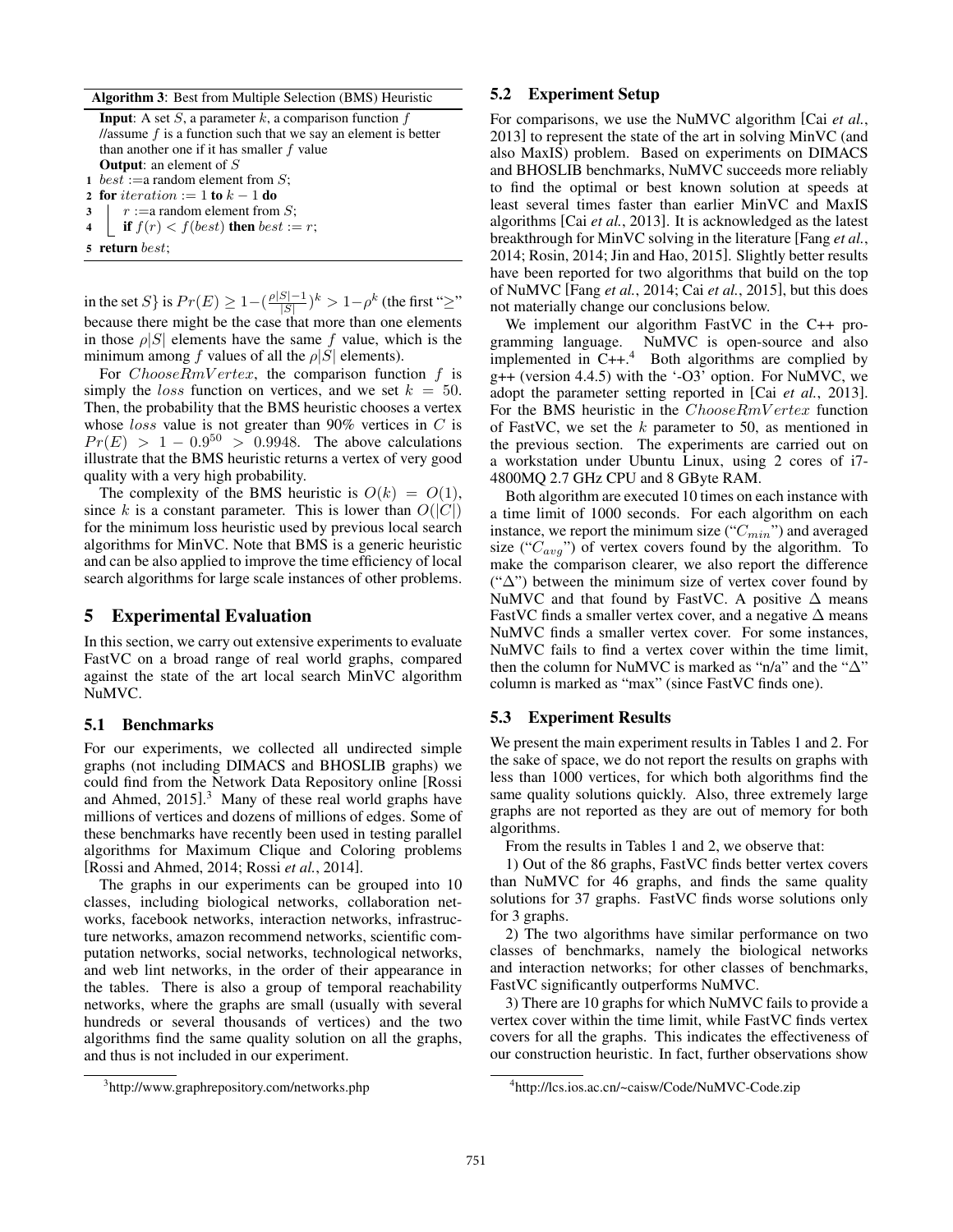**Algorithm 3**: Best from Multiple Selection (BMS) Heuristic

```
Input: A set S, a parameter k, a comparison function f
  //assume f is a function such that we say an element is better
  than another one if it has smaller f value
Output: an element of S
1 best := a random element from S;
2 for iteration := 1 to k − 1 do
3     r := a random element from S;
4     if f(r) < f(best) then best := r;
5 return best;
```

in the set $S$} is $Pr(E) \geq 1-(\frac{\rho|S|-1}{|S|})^k > 1-\rho^k$ (the first "$\geq$" because there might be the case that more than one elements in those $\rho|S|$ elements have the same $f$ value, which is the minimum among $f$ values of all the $\rho|S|$ elements).

For $ChooseRmVertex$, the comparison function $f$ is simply the $loss$ function on vertices, and we set $k = 50$. Then, the probability that the BMS heuristic chooses a vertex whose $loss$ value is not greater than 90% vertices in $C$ is $Pr(E) > 1 - 0.9^{50} > 0.9948$. The above calculations illustrate that the BMS heuristic returns a vertex of very good quality with a very high probability.

The complexity of the BMS heuristic is $O(k) = O(1)$, since $k$ is a constant parameter. This is lower than $O(|C|)$ for the minimum loss heuristic used by previous local search algorithms for MinVC. Note that BMS is a generic heuristic and can be also applied to improve the time efficiency of local search algorithms for large scale instances of other problems.

# 5 Experimental Evaluation

In this section, we carry out extensive experiments to evaluate FastVC on a broad range of real world graphs, compared against the state of the art local search MinVC algorithm NuMVC.

## 5.1 Benchmarks

For our experiments, we collected all undirected simple graphs (not including DIMACS and BHOSLIB graphs) we could find from the Network Data Repository online [Rossi and Ahmed, 2015].[3] Many of these real world graphs have millions of vertices and dozens of millions of edges. Some of these benchmarks have recently been used in testing parallel algorithms for Maximum Clique and Coloring problems [Rossi and Ahmed, 2014; Rossi *et al.*, 2014].

The graphs in our experiments can be grouped into 10 classes, including biological networks, collaboration networks, facebook networks, interaction networks, infrastructure networks, amazon recommend networks, scientific computation networks, social networks, technological networks, and web lint networks, in the order of their appearance in the tables. There is also a group of temporal reachability networks, where the graphs are small (usually with several hundreds or several thousands of vertices) and the two algorithms find the same quality solution on all the graphs, and thus is not included in our experiment.

[3] http://www.graphrepository.com/networks.php

## 5.2 Experiment Setup

For comparisons, we use the NuMVC algorithm [Cai *et al.*, 2013] to represent the state of the art in solving MinVC (and also MaxIS) problem. Based on experiments on DIMACS and BHOSLIB benchmarks, NuMVC succeeds more reliably to find the optimal or best known solution at speeds at least several times faster than earlier MinVC and MaxIS algorithms [Cai *et al.*, 2013]. It is acknowledged as the latest breakthrough for MinVC solving in the literature [Fang *et al.*, 2014; Rosin, 2014; Jin and Hao, 2015]. Slightly better results have been reported for two algorithms that build on the top of NuMVC [Fang *et al.*, 2014; Cai *et al.*, 2015], but this does not materially change our conclusions below.

We implement our algorithm FastVC in the C++ programming language. NuMVC is open-source and also implemented in C++.[4] Both algorithms are complied by g++ (version 4.4.5) with the '-O3' option. For NuMVC, we adopt the parameter setting reported in [Cai *et al.*, 2013]. For the BMS heuristic in the $ChooseRmVertex$ function of FastVC, we set the $k$ parameter to 50, as mentioned in the previous section. The experiments are carried out on a workstation under Ubuntu Linux, using 2 cores of i7-4800MQ 2.7 GHz CPU and 8 GByte RAM.

Both algorithm are executed 10 times on each instance with a time limit of 1000 seconds. For each algorithm on each instance, we report the minimum size ("$C_{min}$") and averaged size ("$C_{avg}$") of vertex covers found by the algorithm. To make the comparison clearer, we also report the difference ("$\Delta$") between the minimum size of vertex cover found by NuMVC and that found by FastVC. A positive $\Delta$ means FastVC finds a smaller vertex cover, and a negative $\Delta$ means NuMVC finds a smaller vertex cover. For some instances, NuMVC fails to find a vertex cover within the time limit, then the column for NuMVC is marked as "n/a" and the "$\Delta$" column is marked as "max" (since FastVC finds one).

## 5.3 Experiment Results

We present the main experiment results in Tables 1 and 2. For the sake of space, we do not report the results on graphs with less than 1000 vertices, for which both algorithms find the same quality solutions quickly. Also, three extremely large graphs are not reported as they are out of memory for both algorithms.

From the results in Tables 1 and 2, we observe that:

1) Out of the 86 graphs, FastVC finds better vertex covers than NuMVC for 46 graphs, and finds the same quality solutions for 37 graphs. FastVC finds worse solutions only for 3 graphs.

2) The two algorithms have similar performance on two classes of benchmarks, namely the biological networks and interaction networks; for other classes of benchmarks, FastVC significantly outperforms NuMVC.

3) There are 10 graphs for which NuMVC fails to provide a vertex cover within the time limit, while FastVC finds vertex covers for all the graphs. This indicates the effectiveness of our construction heuristic. In fact, further observations show

[4] http://lcs.ios.ac.cn/~caisw/Code/NuMVC-Code.zip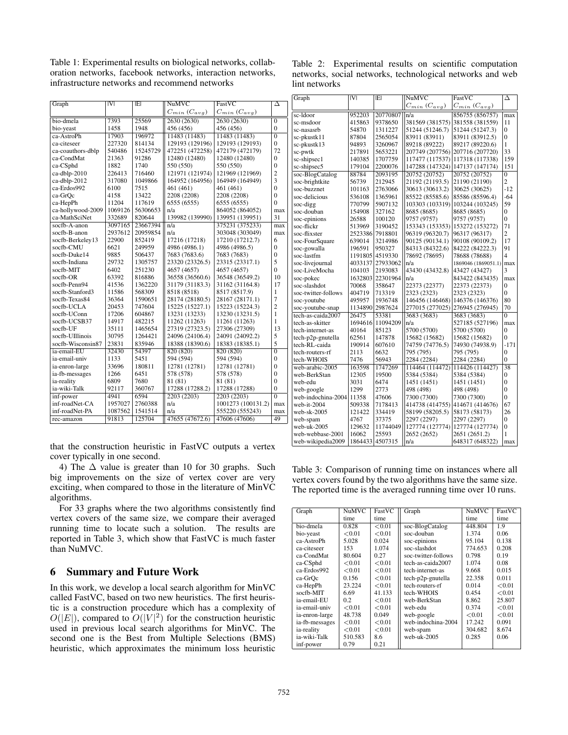Table 1: Experimental results on biological networks, collaboration networks, facebook networks, interaction networks, infrastructure networks and recommend networks

| Graph | \|V\| | \|E\| | NuMVC $C_{min}$ ($C_{avg}$) | FastVC $C_{min}$ ($C_{avg}$) | Δ |
|---|---|---|---|---|---|
| bio-dmela | 7393 | 25569 | 2630 (2630) | 2630 (2630) | 0 |
| bio-yeast | 1458 | 1948 | 456 (456) | 456 (456) | 0 |
| ca-AstroPh | 17903 | 196972 | 11483 (11483) | 11483 (11483) | 0 |
| ca-citeseer | 227320 | 814134 | 129193 (129196) | 129193 (129193) | 0 |
| ca-coauthors-dblp | 540486 | 15245729 | 472251 (472258) | 472179 (472179) | 72 |
| ca-CondMat | 21363 | 91286 | 12480 (12480) | 12480 (12480) | 0 |
| ca-CSphd | 1882 | 1740 | 550 (550) | 550 (550) | 0 |
| ca-dblp-2010 | 226413 | 716460 | 121971 (121974) | 121969 (121969) | 2 |
| ca-dblp-2012 | 317080 | 1049866 | 164952 (164956) | 164949 (164949) | 3 |
| ca-Erdos992 | 6100 | 7515 | 461 (461) | 461 (461) | 0 |
| ca-GrQc | 4158 | 13422 | 2208 (2208) | 2208 (2208) | 0 |
| ca-HepPh | 11204 | 117619 | 6555 (6555) | 6555 (6555) | 0 |
| ca-hollywood-2009 | 1069126 | 56306653 | n/a | 864052 (864052) | max |
| ca-MathSciNet | 332689 | 820644 | 139982 (139990) | 139951 (139951) | 31 |
| socfb-A-anon | 3097165 | 23667394 | n/a | 375231 (375233) | max |
| socfb-B-anon | 2937612 | 20959854 | n/a | 303048 (303049) | max |
| socfb-Berkeley13 | 22900 | 852419 | 17216 (17218) | 17210 (17212.7) | 6 |
| socfb-CMU | 6621 | 249959 | 4986 (4986.1) | 4986 (4986.5) | 0 |
| socfb-Duke14 | 9885 | 506437 | 7683 (7683.6) | 7683 (7683) | 0 |
| socfb-Indiana | 29732 | 1305757 | 23320 (23326.5) | 23315 (23317.1) | 5 |
| socfb-MIT | 6402 | 251230 | 4657 (4657) | 4657 (4657) | 0 |
| socfb-OR | 63392 | 816886 | 36558 (36560.6) | 36548 (36549.2) | 10 |
| socfb-Penn94 | 41536 | 1362220 | 31179 (31183.3) | 31162 (31164.8) | 17 |
| socfb-Stanford3 | 11586 | 568309 | 8518 (8518) | 8517 (8517.9) | 1 |
| socfb-Texas84 | 36364 | 1590651 | 28174 (28180.5) | 28167 (28171.1) | 7 |
| socfb-UCLA | 20453 | 747604 | 15225 (15227.1) | 15223 (15224.3) | 2 |
| socfb-UConn | 17206 | 604867 | 13231 (13233) | 13230 (13231.5) | 1 |
| socfb-UCSB37 | 14917 | 482215 | 11262 (11263) | 11261 (11263) | 1 |
| socfb-UF | 35111 | 1465654 | 27319 (27323.5) | 27306 (27309) | 13 |
| socfb-UIllinois | 30795 | 1264421 | 24096 (24106.4) | 24091 (24092.2) | 5 |
| socfb-Wisconsin87 | 23831 | 835946 | 18388 (18390.6) | 18383 (18385.1) | 5 |
| ia-email-EU | 32430 | 54397 | 820 (820) | 820 (820) | 0 |
| ia-email-univ | 1133 | 5451 | 594 (594) | 594 (594) | 0 |
| ia-enron-large | 33696 | 180811 | 12781 (12781) | 12781 (12781) | 0 |
| ia-fb-messages | 1266 | 6451 | 578 (578) | 578 (578) | 0 |
| ia-reality | 6809 | 7680 | 81 (81) | 81 (81) | 0 |
| ia-wiki-Talk | 92117 | 360767 | 17288 (17288.2) | 17288 (17288) | 0 |
| inf-power | 4941 | 6594 | 2203 (2203) | 2203 (2203) | 0 |
| inf-roadNet-CA | 1957027 | 2760388 | n/a | 1001273 (100131.2) | max |
| inf-roadNet-PA | 1087562 | 1541514 | n/a | 555220 (555243) | max |
| rec-amazon | 91813 | 125704 | 47655 (47672.6) | 47606 (47606) | 49 |

Table 2: Experimental results on scientific computation networks, social networks, technological networks and web lint networks

| Graph | \|V\| | \|E\| | NuMVC $C_{min}$ ($C_{avg}$) | FastVC $C_{min}$ ($C_{avg}$) | Δ |
|---|---|---|---|---|---|
| sc-ldoor | 952203 | 20770807 | n/a | 856755 (856757) | max |
| sc-msdoor | 415863 | 9378650 | 381569 (381575) | 381558 (381559) | 11 |
| sc-nasasrb | 54870 | 1311227 | 51244 (51246.7) | 51244 (51247.3) | 0 |
| sc-pkustk11 | 87804 | 2565054 | 83911 (83911) | 83911 (83912.5) | 0 |
| sc-pkustk13 | 94893 | 3260967 | 89218 (89222) | 89217 (89220.6) | 1 |
| sc-pwtk | 217891 | 5653221 | 207749 (207756) | 207716 (207720) | 33 |
| sc-shipsec1 | 140385 | 1707759 | 117477 (117537) | 117318 (117338) | 159 |
| sc-shipsec5 | 179104 | 2200076 | 147288 (147324) | 147137 (147174) | 151 |
| soc-BlogCatalog | 88784 | 2093195 | 20752 (20752) | 20752 (20752) | 0 |
| soc-brightkite | 56739 | 212945 | 21192 (21193.5) | 21190 (21190) | 2 |
| soc-buzznet | 101163 | 2763066 | 30613 (30613.2) | 30625 (30625) | -12 |
| soc-delicious | 536108 | 1365961 | 85522 (85585.6) | 85586 (85596.4) | -64 |
| soc-digg | 770799 | 5907132 | 103303 (103319) | 103244 (103245) | 59 |
| soc-douban | 154908 | 327162 | 8685 (8685) | 8685 (8685) | 0 |
| soc-epinions | 26588 | 100120 | 9757 (9757) | 9757 (9757) | 0 |
| soc-flickr | 513969 | 3190452 | 153343 (153353) | 153272 (153272) | 71 |
| soc-flixster | 2523386 | 7918801 | 96319 (96320.7) | 96317 (96317) | 2 |
| soc-FourSquare | 639014 | 3214986 | 90125 (90134.1) | 90108 (90109.2) | 17 |
| soc-gowalla | 196591 | 950327 | 84313 (84322.6) | 84222 (84222.3) | 91 |
| soc-lastfm | 1191805 | 4519330 | 78692 (78695) | 78688 (78688) | 4 |
| soc-livejournal | 4033137 | 27933062 | n/a | 1869046 (1869051.1) | max |
| soc-LiveMocha | 104103 | 2193083 | 43430 (43432.8) | 43427 (43427) | 3 |
| soc-pokec | 1632803 | 22301964 | n/a | 843422 (843435) | max |
| soc-slashdot | 70068 | 358647 | 22373 (22377) | 22373 (22373) | 0 |
| soc-twitter-follows | 404719 | 713319 | 2323 (2323) | 2323 (2323) | 0 |
| soc-youtube | 495957 | 1936748 | 146456 (146468) | 146376 (146376) | 80 |
| soc-youtube-snap | 1134890 | 2987624 | 277015 (277025) | 276945 (276945) | 70 |
| tech-as-caida2007 | 26475 | 53381 | 3683 (3683) | 3683 (3683) | 0 |
| tech-as-skitter | 1694616 | 11094209 | n/a | 527185 (527196) | max |
| tech-internet-as | 40164 | 85123 | 5700 (5700) | 5700 (5700) | 0 |
| tech-p2p-gnutella | 62561 | 147878 | 15682 (15682) | 15682 (15682) | 0 |
| tech-RL-caida | 190914 | 607610 | 74759 (74776.5) | 74930 (74938.9) | -171 |
| tech-routers-rf | 2113 | 6632 | 795 (795) | 795 (795) | 0 |
| tech-WHOIS | 7476 | 56943 | 2284 (2284) | 2284 (2284) | 0 |
| web-arabic-2005 | 163598 | 1747269 | 114464 (114472) | 114426 (114427) | 38 |
| web-BerkStan | 12305 | 19500 | 5384 (5384) | 5384 (5384) | 0 |
| web-edu | 3031 | 6474 | 1451 (1451) | 1451 (1451) | 0 |
| web-google | 1299 | 2773 | 498 (498) | 498 (498) | 0 |
| web-indochina-2004 | 11358 | 47606 | 7300 (7300) | 7300 (7300) | 0 |
| web-it-2004 | 509338 | 7178413 | 414738 (414755) | 414671 (414676) | 67 |
| web-sk-2005 | 121422 | 334419 | 58199 (58205.5) | 58173 (58173) | 26 |
| web-spam | 4767 | 37375 | 2297 (2297) | 2297 (2297) | 0 |
| web-uk-2005 | 129632 | 11744049 | 127774 (127774) | 127774 (127774) | 0 |
| web-webbase-2001 | 16062 | 25593 | 2652 (2652) | 2651 (2651.2) | 1 |
| web-wikipedia2009 | 1864433 | 4507315 | n/a | 648317 (648322) | max |

that the construction heuristic in FastVC outputs a vertex cover typically in one second.

4) The Δ value is greater than 10 for 30 graphs. Such big improvements on the size of vertex cover are very exciting, when compared to those in the literature of MinVC algorithms.

For 33 graphs where the two algorithms consistently find vertex covers of the same size, we compare their averaged running time to locate such a solution. The results are reported in Table 3, which show that FastVC is much faster than NuMVC.

Table 3: Comparison of running time on instances where all vertex covers found by the two algorithms have the same size. The reported time is the averaged running time over 10 runs.

| Graph | NuMVC time | FastVC time | Graph | NuMVC time | FastVC time |
|---|---|---|---|---|---|
| bio-dmela | 0.828 | <0.01 | soc-BlogCatalog | 448.804 | 1.9 |
| bio-yeast | <0.01 | <0.01 | soc-douban | 1.374 | 0.06 |
| ca-AstroPh | 5.028 | 0.024 | soc-epinions | 95.104 | 0.138 |
| ca-citeseer | 153 | 1.074 | soc-slashdot | 774.653 | 0.208 |
| ca-CondMat | 80.604 | 0.27 | soc-twitter-follows | 0.798 | 0.19 |
| ca-CSphd | <0.01 | <0.01 | tech-as-caida2007 | 1.074 | 0.08 |
| ca-Erdos992 | <0.01 | <0.01 | tech-internet-as | 9.668 | 0.015 |
| ca-GrQc | 0.156 | <0.01 | tech-p2p-gnutella | 22.358 | 0.011 |
| ca-HepPh | 23.224 | <0.01 | tech-routers-rf | 0.014 | <0.01 |
| socfb-MIT | 6.69 | 41.133 | tech-WHOIS | 0.454 | <0.01 |
| ia-email-EU | 0.2 | <0.01 | web-BerkStan | 8.862 | 25.807 |
| ia-email-univ | <0.01 | <0.01 | web-edu | 0.374 | <0.01 |
| ia-enron-large | 48.738 | 0.049 | web-google | <0.01 | <0.01 |
| ia-fb-messages | <0.01 | <0.01 | web-indochina-2004 | 17.242 | 0.091 |
| ia-reality | <0.01 | <0.01 | web-spam | 304.682 | 8.674 |
| ia-wiki-Talk | 510.583 | 8.6 | web-uk-2005 | 0.285 | 0.06 |
| inf-power | 0.79 | 0.21 | | | |

## 6 Summary and Future Work

In this work, we develop a local search algorithm for MinVC called FastVC, based on two new heuristics. The first heuristic is a construction procedure which has a complexity of $O(|E|)$, compared to $O(|V|^2)$ for the construction heuristic used in previous local search algorithms for MinVC. The second one is the Best from Multiple Selections (BMS) heuristic, which approximates the minimum loss heuristic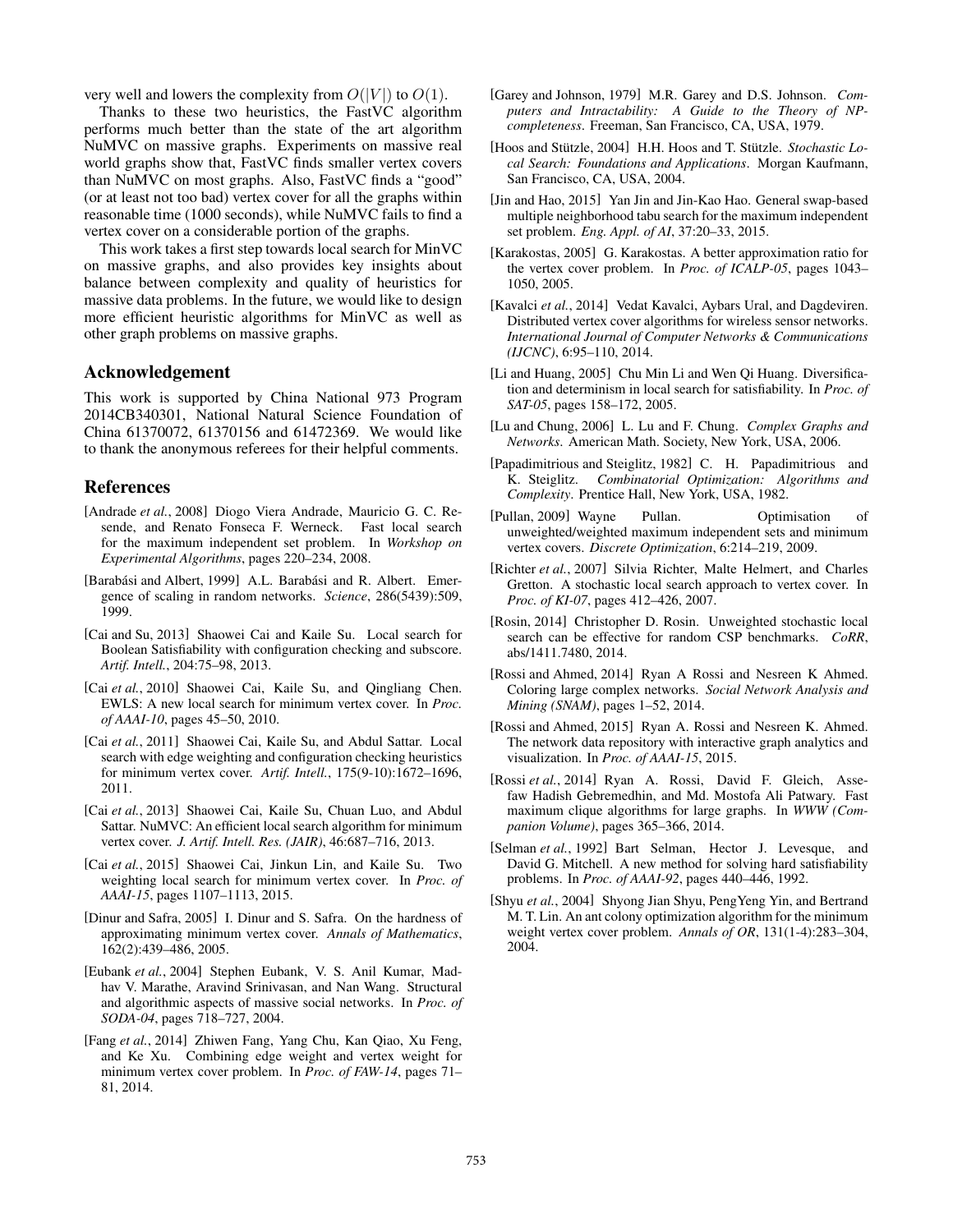very well and lowers the complexity from $O(|V|)$ to $O(1)$.

Thanks to these two heuristics, the FastVC algorithm performs much better than the state of the art algorithm NuMVC on massive graphs. Experiments on massive real world graphs show that, FastVC finds smaller vertex covers than NuMVC on most graphs. Also, FastVC finds a "good" (or at least not too bad) vertex cover for all the graphs within reasonable time (1000 seconds), while NuMVC fails to find a vertex cover on a considerable portion of the graphs.

This work takes a first step towards local search for MinVC on massive graphs, and also provides key insights about balance between complexity and quality of heuristics for massive data problems. In the future, we would like to design more efficient heuristic algorithms for MinVC as well as other graph problems on massive graphs.

## Acknowledgement

This work is supported by China National 973 Program 2014CB340301, National Natural Science Foundation of China 61370072, 61370156 and 61472369. We would like to thank the anonymous referees for their helpful comments.

## References

[Andrade *et al.*, 2008] Diogo Viera Andrade, Mauricio G. C. Resende, and Renato Fonseca F. Werneck. Fast local search for the maximum independent set problem. In *Workshop on Experimental Algorithms*, pages 220–234, 2008.

[Barabási and Albert, 1999] A.L. Barabási and R. Albert. Emergence of scaling in random networks. *Science*, 286(5439):509, 1999.

[Cai and Su, 2013] Shaowei Cai and Kaile Su. Local search for Boolean Satisfiability with configuration checking and subscore. *Artif. Intell.*, 204:75–98, 2013.

[Cai *et al.*, 2010] Shaowei Cai, Kaile Su, and Qingliang Chen. EWLS: A new local search for minimum vertex cover. In *Proc. of AAAI-10*, pages 45–50, 2010.

[Cai *et al.*, 2011] Shaowei Cai, Kaile Su, and Abdul Sattar. Local search with edge weighting and configuration checking heuristics for minimum vertex cover. *Artif. Intell.*, 175(9-10):1672–1696, 2011.

[Cai *et al.*, 2013] Shaowei Cai, Kaile Su, Chuan Luo, and Abdul Sattar. NuMVC: An efficient local search algorithm for minimum vertex cover. *J. Artif. Intell. Res. (JAIR)*, 46:687–716, 2013.

[Cai *et al.*, 2015] Shaowei Cai, Jinkun Lin, and Kaile Su. Two weighting local search for minimum vertex cover. In *Proc. of AAAI-15*, pages 1107–1113, 2015.

[Dinur and Safra, 2005] I. Dinur and S. Safra. On the hardness of approximating minimum vertex cover. *Annals of Mathematics*, 162(2):439–486, 2005.

[Eubank *et al.*, 2004] Stephen Eubank, V. S. Anil Kumar, Madhav V. Marathe, Aravind Srinivasan, and Nan Wang. Structural and algorithmic aspects of massive social networks. In *Proc. of SODA-04*, pages 718–727, 2004.

[Fang *et al.*, 2014] Zhiwen Fang, Yang Chu, Kan Qiao, Xu Feng, and Ke Xu. Combining edge weight and vertex weight for minimum vertex cover problem. In *Proc. of FAW-14*, pages 71–81, 2014.

[Garey and Johnson, 1979] M.R. Garey and D.S. Johnson. *Computers and Intractability: A Guide to the Theory of NP-completeness*. Freeman, San Francisco, CA, USA, 1979.

[Hoos and Stützle, 2004] H.H. Hoos and T. Stützle. *Stochastic Local Search: Foundations and Applications*. Morgan Kaufmann, San Francisco, CA, USA, 2004.

[Jin and Hao, 2015] Yan Jin and Jin-Kao Hao. General swap-based multiple neighborhood tabu search for the maximum independent set problem. *Eng. Appl. of AI*, 37:20–33, 2015.

[Karakostas, 2005] G. Karakostas. A better approximation ratio for the vertex cover problem. In *Proc. of ICALP-05*, pages 1043–1050, 2005.

[Kavalci *et al.*, 2014] Vedat Kavalci, Aybars Ural, and Dagdeviren. Distributed vertex cover algorithms for wireless sensor networks. *International Journal of Computer Networks & Communications (IJCNC)*, 6:95–110, 2014.

[Li and Huang, 2005] Chu Min Li and Wen Qi Huang. Diversification and determinism in local search for satisfiability. In *Proc. of SAT-05*, pages 158–172, 2005.

[Lu and Chung, 2006] L. Lu and F. Chung. *Complex Graphs and Networks*. American Math. Society, New York, USA, 2006.

[Papadimitrious and Steiglitz, 1982] C. H. Papadimitrious and K. Steiglitz. *Combinatorial Optimization: Algorithms and Complexity*. Prentice Hall, New York, USA, 1982.

[Pullan, 2009] Wayne Pullan. Optimisation of unweighted/weighted maximum independent sets and minimum vertex covers. *Discrete Optimization*, 6:214–219, 2009.

[Richter *et al.*, 2007] Silvia Richter, Malte Helmert, and Charles Gretton. A stochastic local search approach to vertex cover. In *Proc. of KI-07*, pages 412–426, 2007.

[Rosin, 2014] Christopher D. Rosin. Unweighted stochastic local search can be effective for random CSP benchmarks. *CoRR*, abs/1411.7480, 2014.

[Rossi and Ahmed, 2014] Ryan A Rossi and Nesreen K Ahmed. Coloring large complex networks. *Social Network Analysis and Mining (SNAM)*, pages 1–52, 2014.

[Rossi and Ahmed, 2015] Ryan A. Rossi and Nesreen K. Ahmed. The network data repository with interactive graph analytics and visualization. In *Proc. of AAAI-15*, 2015.

[Rossi *et al.*, 2014] Ryan A. Rossi, David F. Gleich, Assefaw Hadish Gebremedhin, and Md. Mostofa Ali Patwary. Fast maximum clique algorithms for large graphs. In *WWW (Companion Volume)*, pages 365–366, 2014.

[Selman *et al.*, 1992] Bart Selman, Hector J. Levesque, and David G. Mitchell. A new method for solving hard satisfiability problems. In *Proc. of AAAI-92*, pages 440–446, 1992.

[Shyu *et al.*, 2004] Shyong Jian Shyu, PengYeng Yin, and Bertrand M. T. Lin. An ant colony optimization algorithm for the minimum weight vertex cover problem. *Annals of OR*, 131(1-4):283–304, 2004.